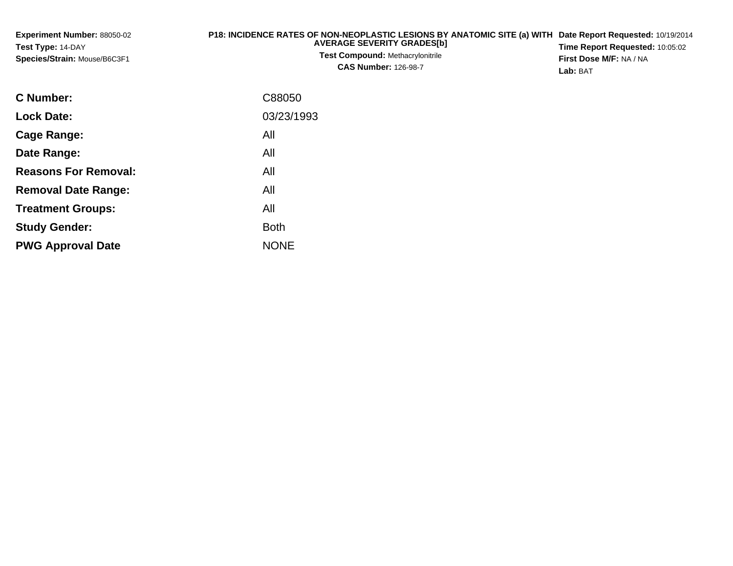**Experiment Number:** 88050-02
**Test Type:** 14-DAY
**Species/Strain:** Mouse/B6C3F1

**P18: INCIDENCE RATES OF NON-NEOPLASTIC LESIONS BY ANATOMIC SITE (a) WITH AVERAGE SEVERITY GRADES[b]**
**Test Compound:** Methacrylonitrile
**CAS Number:** 126-98-7

**Date Report Requested:** 10/19/2014
**Time Report Requested:** 10:05:02
**First Dose M/F:** NA / NA
**Lab:** BAT

| | |
|---|---|
| **C Number:** | C88050 |
| **Lock Date:** | 03/23/1993 |
| **Cage Range:** | All |
| **Date Range:** | All |
| **Reasons For Removal:** | All |
| **Removal Date Range:** | All |
| **Treatment Groups:** | All |
| **Study Gender:** | Both |
| **PWG Approval Date** | NONE |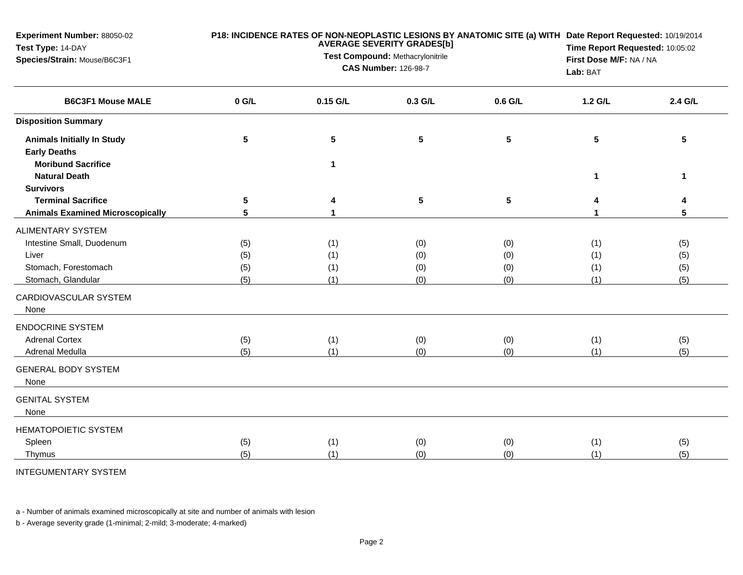**Experiment Number:** 88050-02
**Test Type:** 14-DAY
**Species/Strain:** Mouse/B6C3F1

**P18: INCIDENCE RATES OF NON-NEOPLASTIC LESIONS BY ANATOMIC SITE (a) WITH AVERAGE SEVERITY GRADES[b]**
**Test Compound:** Methacrylonitrile
**CAS Number:** 126-98-7

**Date Report Requested:** 10/19/2014
**Time Report Requested:** 10:05:02
**First Dose M/F:** NA / NA
**Lab:** BAT

| B6C3F1 Mouse MALE | 0 G/L | 0.15 G/L | 0.3 G/L | 0.6 G/L | 1.2 G/L | 2.4 G/L |
|---|---|---|---|---|---|---|
| **Disposition Summary** | | | | | | |
| **Animals Initially In Study** | **5** | **5** | **5** | **5** | **5** | **5** |
| **Early Deaths** | | | | | | |
| **Moribund Sacrifice** | | **1** | | | | |
| **Natural Death** | | | | | **1** | **1** |
| **Survivors** | | | | | | |
| **Terminal Sacrifice** | **5** | **4** | **5** | **5** | **4** | **4** |
| **Animals Examined Microscopically** | **5** | **1** | | | **1** | **5** |
| ALIMENTARY SYSTEM | | | | | | |
| Intestine Small, Duodenum | (5) | (1) | (0) | (0) | (1) | (5) |
| Liver | (5) | (1) | (0) | (0) | (1) | (5) |
| Stomach, Forestomach | (5) | (1) | (0) | (0) | (1) | (5) |
| Stomach, Glandular | (5) | (1) | (0) | (0) | (1) | (5) |
| CARDIOVASCULAR SYSTEM | | | | | | |
| None | | | | | | |
| ENDOCRINE SYSTEM | | | | | | |
| Adrenal Cortex | (5) | (1) | (0) | (0) | (1) | (5) |
| Adrenal Medulla | (5) | (1) | (0) | (0) | (1) | (5) |
| GENERAL BODY SYSTEM | | | | | | |
| None | | | | | | |
| GENITAL SYSTEM | | | | | | |
| None | | | | | | |
| HEMATOPOIETIC SYSTEM | | | | | | |
| Spleen | (5) | (1) | (0) | (0) | (1) | (5) |
| Thymus | (5) | (1) | (0) | (0) | (1) | (5) |
| INTEGUMENTARY SYSTEM | | | | | | |

a - Number of animals examined microscopically at site and number of animals with lesion

b - Average severity grade (1-minimal; 2-mild; 3-moderate; 4-marked)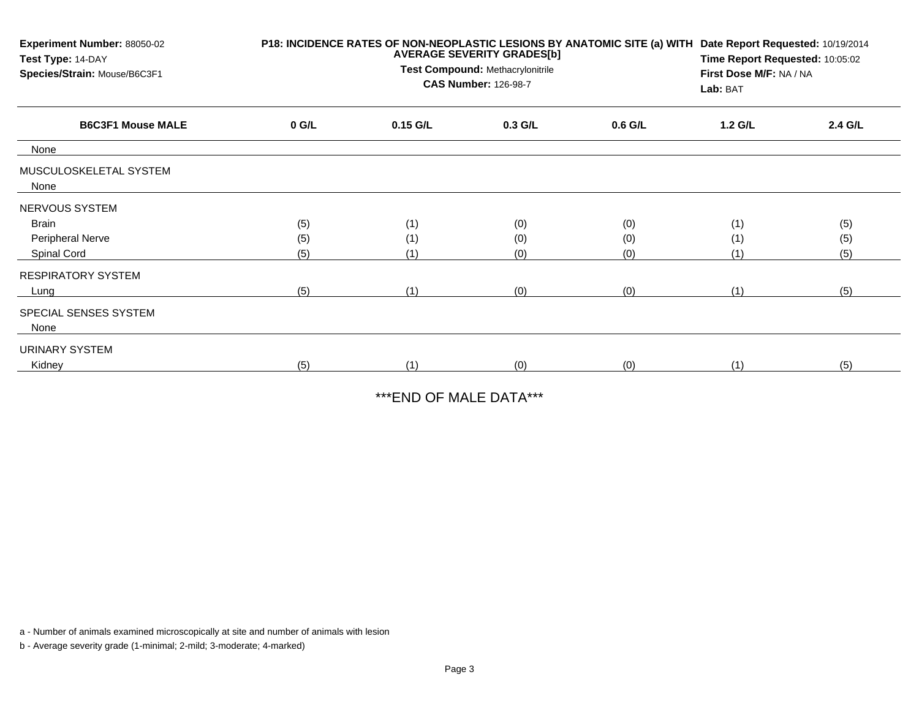**Experiment Number:** 88050-02
**Test Type:** 14-DAY
**Species/Strain:** Mouse/B6C3F1

**P18: INCIDENCE RATES OF NON-NEOPLASTIC LESIONS BY ANATOMIC SITE (a) WITH AVERAGE SEVERITY GRADES[b]**
**Test Compound:** Methacrylonitrile
**CAS Number:** 126-98-7

**Date Report Requested:** 10/19/2014
**Time Report Requested:** 10:05:02
**First Dose M/F:** NA / NA
**Lab:** BAT

| B6C3F1 Mouse MALE | 0 G/L | 0.15 G/L | 0.3 G/L | 0.6 G/L | 1.2 G/L | 2.4 G/L |
|---|---|---|---|---|---|---|
| None | | | | | | |
| MUSCULOSKELETAL SYSTEM | | | | | | |
| None | | | | | | |
| NERVOUS SYSTEM | | | | | | |
| Brain | (5) | (1) | (0) | (0) | (1) | (5) |
| Peripheral Nerve | (5) | (1) | (0) | (0) | (1) | (5) |
| Spinal Cord | (5) | (1) | (0) | (0) | (1) | (5) |
| RESPIRATORY SYSTEM | | | | | | |
| Lung | (5) | (1) | (0) | (0) | (1) | (5) |
| SPECIAL SENSES SYSTEM | | | | | | |
| None | | | | | | |
| URINARY SYSTEM | | | | | | |
| Kidney | (5) | (1) | (0) | (0) | (1) | (5) |

***END OF MALE DATA***

a - Number of animals examined microscopically at site and number of animals with lesion

b - Average severity grade (1-minimal; 2-mild; 3-moderate; 4-marked)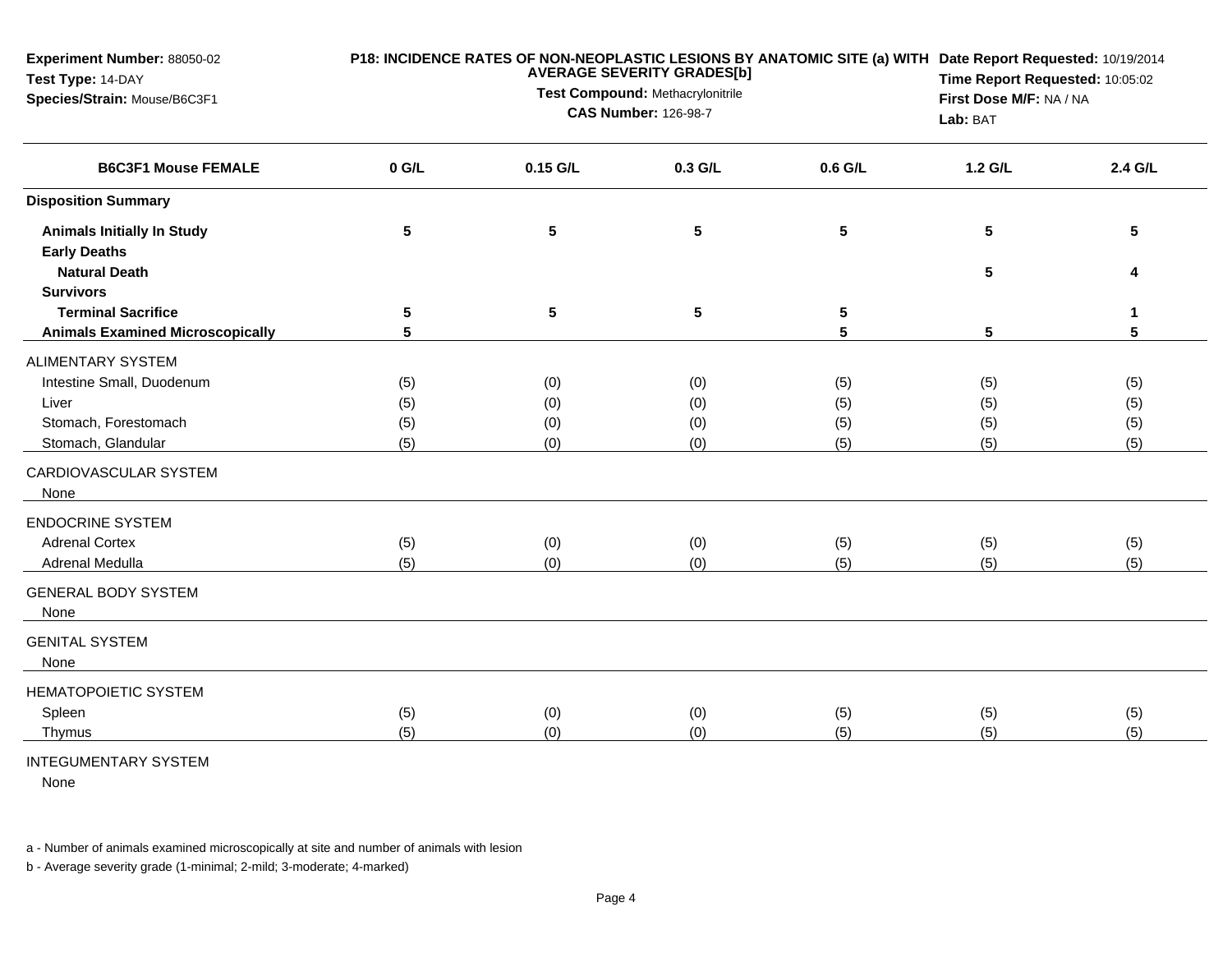**Experiment Number:** 88050-02
**Test Type:** 14-DAY
**Species/Strain:** Mouse/B6C3F1

**P18: INCIDENCE RATES OF NON-NEOPLASTIC LESIONS BY ANATOMIC SITE (a) WITH AVERAGE SEVERITY GRADES[b]**
**Test Compound:** Methacrylonitrile
**CAS Number:** 126-98-7

**Date Report Requested:** 10/19/2014
**Time Report Requested:** 10:05:02
**First Dose M/F:** NA / NA
**Lab:** BAT

| B6C3F1 Mouse FEMALE | 0 G/L | 0.15 G/L | 0.3 G/L | 0.6 G/L | 1.2 G/L | 2.4 G/L |
|---|---|---|---|---|---|---|
| **Disposition Summary** | | | | | | |
| **Animals Initially In Study** | 5 | 5 | 5 | 5 | 5 | 5 |
| **Early Deaths** | | | | | | |
| **Natural Death** | | | | | 5 | 4 |
| **Survivors** | | | | | | |
| **Terminal Sacrifice** | 5 | 5 | 5 | 5 | | 1 |
| **Animals Examined Microscopically** | 5 | | | 5 | 5 | 5 |
| ALIMENTARY SYSTEM | | | | | | |
| Intestine Small, Duodenum | (5) | (0) | (0) | (5) | (5) | (5) |
| Liver | (5) | (0) | (0) | (5) | (5) | (5) |
| Stomach, Forestomach | (5) | (0) | (0) | (5) | (5) | (5) |
| Stomach, Glandular | (5) | (0) | (0) | (5) | (5) | (5) |
| CARDIOVASCULAR SYSTEM | | | | | | |
| None | | | | | | |
| ENDOCRINE SYSTEM | | | | | | |
| Adrenal Cortex | (5) | (0) | (0) | (5) | (5) | (5) |
| Adrenal Medulla | (5) | (0) | (0) | (5) | (5) | (5) |
| GENERAL BODY SYSTEM | | | | | | |
| None | | | | | | |
| GENITAL SYSTEM | | | | | | |
| None | | | | | | |
| HEMATOPOIETIC SYSTEM | | | | | | |
| Spleen | (5) | (0) | (0) | (5) | (5) | (5) |
| Thymus | (5) | (0) | (0) | (5) | (5) | (5) |
| INTEGUMENTARY SYSTEM | | | | | | |
| None | | | | | | |

a - Number of animals examined microscopically at site and number of animals with lesion

b - Average severity grade (1-minimal; 2-mild; 3-moderate; 4-marked)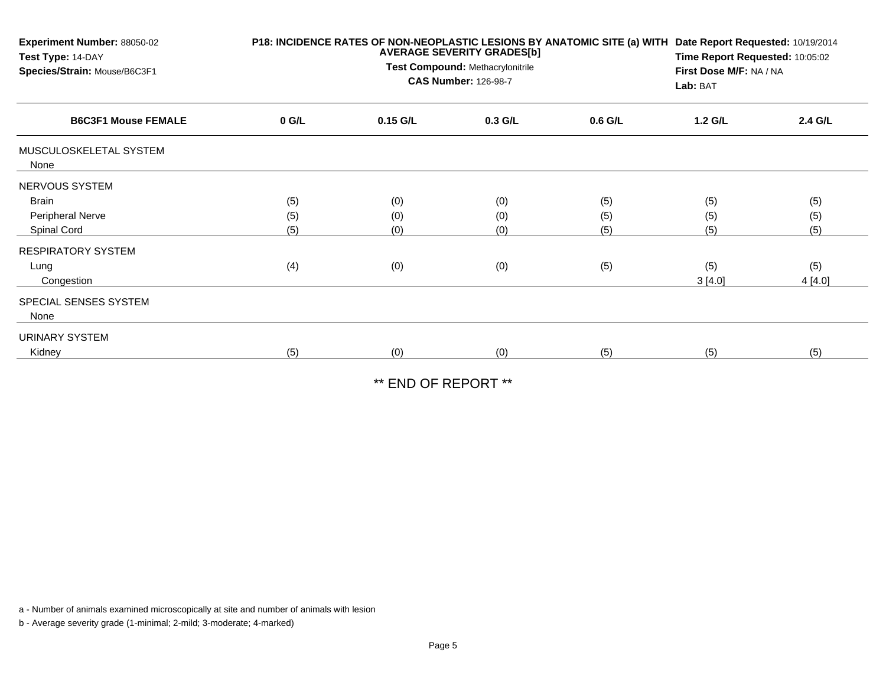**Experiment Number:** 88050-02
**Test Type:** 14-DAY
**Species/Strain:** Mouse/B6C3F1

**P18: INCIDENCE RATES OF NON-NEOPLASTIC LESIONS BY ANATOMIC SITE (a) WITH AVERAGE SEVERITY GRADES[b]**
**Test Compound:** Methacrylonitrile
**CAS Number:** 126-98-7

**Date Report Requested:** 10/19/2014
**Time Report Requested:** 10:05:02
**First Dose M/F:** NA / NA
**Lab:** BAT

| B6C3F1 Mouse FEMALE | 0 G/L | 0.15 G/L | 0.3 G/L | 0.6 G/L | 1.2 G/L | 2.4 G/L |
|---|---|---|---|---|---|---|
| MUSCULOSKELETAL SYSTEM | | | | | | |
| None | | | | | | |
| NERVOUS SYSTEM | | | | | | |
| Brain | (5) | (0) | (0) | (5) | (5) | (5) |
| Peripheral Nerve | (5) | (0) | (0) | (5) | (5) | (5) |
| Spinal Cord | (5) | (0) | (0) | (5) | (5) | (5) |
| RESPIRATORY SYSTEM | | | | | | |
| Lung | (4) | (0) | (0) | (5) | (5) | (5) |
| Congestion | | | | | 3 [4.0] | 4 [4.0] |
| SPECIAL SENSES SYSTEM | | | | | | |
| None | | | | | | |
| URINARY SYSTEM | | | | | | |
| Kidney | (5) | (0) | (0) | (5) | (5) | (5) |

** END OF REPORT **

a - Number of animals examined microscopically at site and number of animals with lesion

b - Average severity grade (1-minimal; 2-mild; 3-moderate; 4-marked)